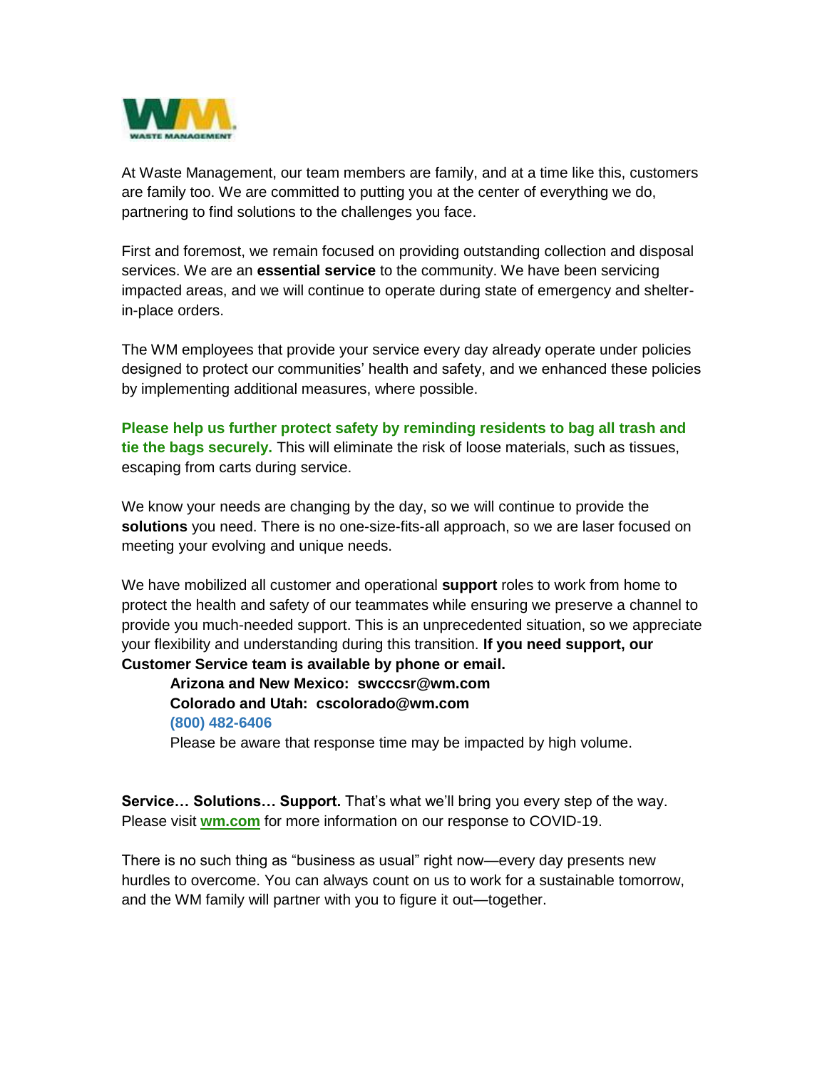At Waste Management, our team members are family, and at a time like this, customers are family too. We are committed to putting you at the center of everything we do, partnering to find solutions to the challenges you face.

First and foremost, we remain focused on providing outstanding collection and disposal services. We are an **essential service** to the community. We have been servicing impacted areas, and we will continue to operate during state of emergency and shelter-in-place orders.

The WM employees that provide your service every day already operate under policies designed to protect our communities' health and safety, and we enhanced these policies by implementing additional measures, where possible.

**Please help us further protect safety by reminding residents to bag all trash and tie the bags securely.** This will eliminate the risk of loose materials, such as tissues, escaping from carts during service.

We know your needs are changing by the day, so we will continue to provide the **solutions** you need. There is no one-size-fits-all approach, so we are laser focused on meeting your evolving and unique needs.

We have mobilized all customer and operational **support** roles to work from home to protect the health and safety of our teammates while ensuring we preserve a channel to provide you much-needed support. This is an unprecedented situation, so we appreciate your flexibility and understanding during this transition. **If you need support, our Customer Service team is available by phone or email.**

> **Arizona and New Mexico: swcccsr@wm.com**
> **Colorado and Utah: cscolorado@wm.com**
> **(800) 482-6406**
> Please be aware that response time may be impacted by high volume.

**Service… Solutions… Support.** That's what we'll bring you every step of the way. Please visit **wm.com** for more information on our response to COVID-19.

There is no such thing as "business as usual" right now—every day presents new hurdles to overcome. You can always count on us to work for a sustainable tomorrow, and the WM family will partner with you to figure it out—together.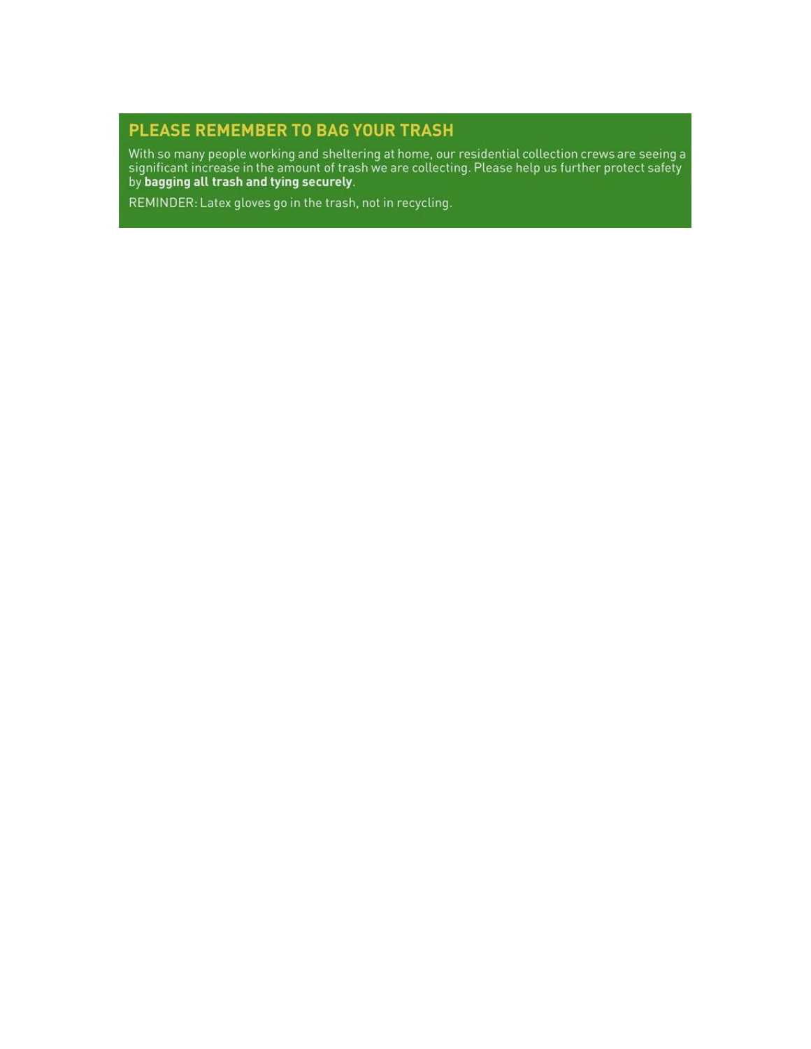## PLEASE REMEMBER TO BAG YOUR TRASH

With so many people working and sheltering at home, our residential collection crews are seeing a significant increase in the amount of trash we are collecting. Please help us further protect safety by **bagging all trash and tying securely**.

REMINDER: Latex gloves go in the trash, not in recycling.